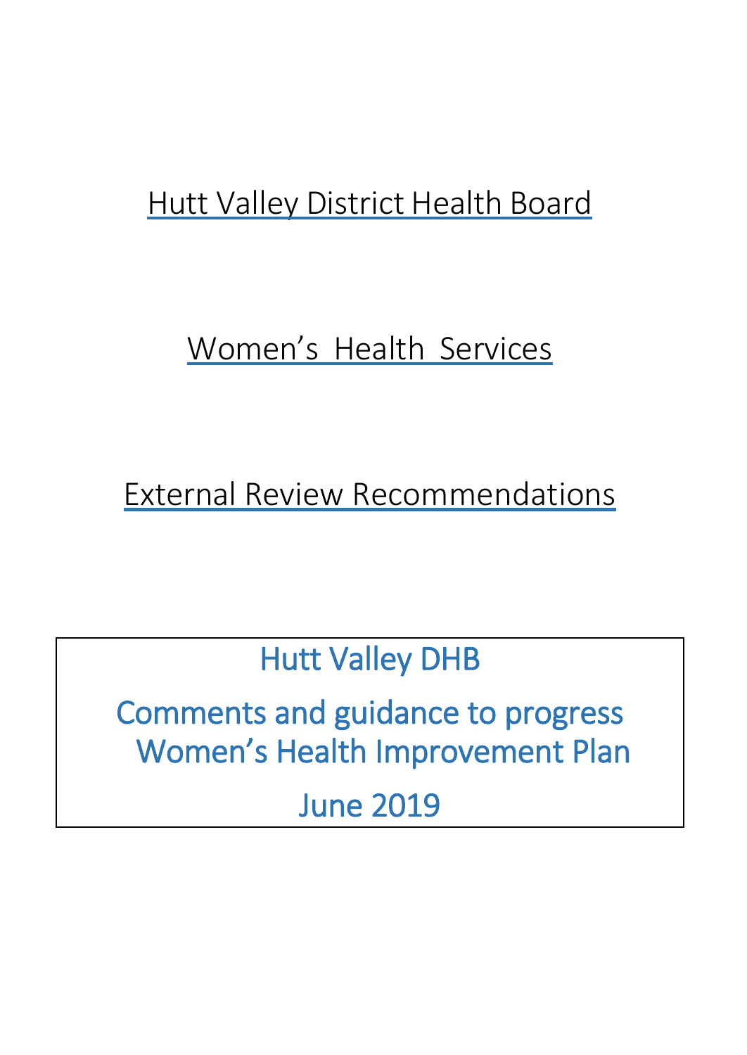# Hutt Valley District Health Board

# Women's Health Services

# External Review Recommendations

## Hutt Valley DHB

## Comments and guidance to progress Women's Health Improvement Plan

## June 2019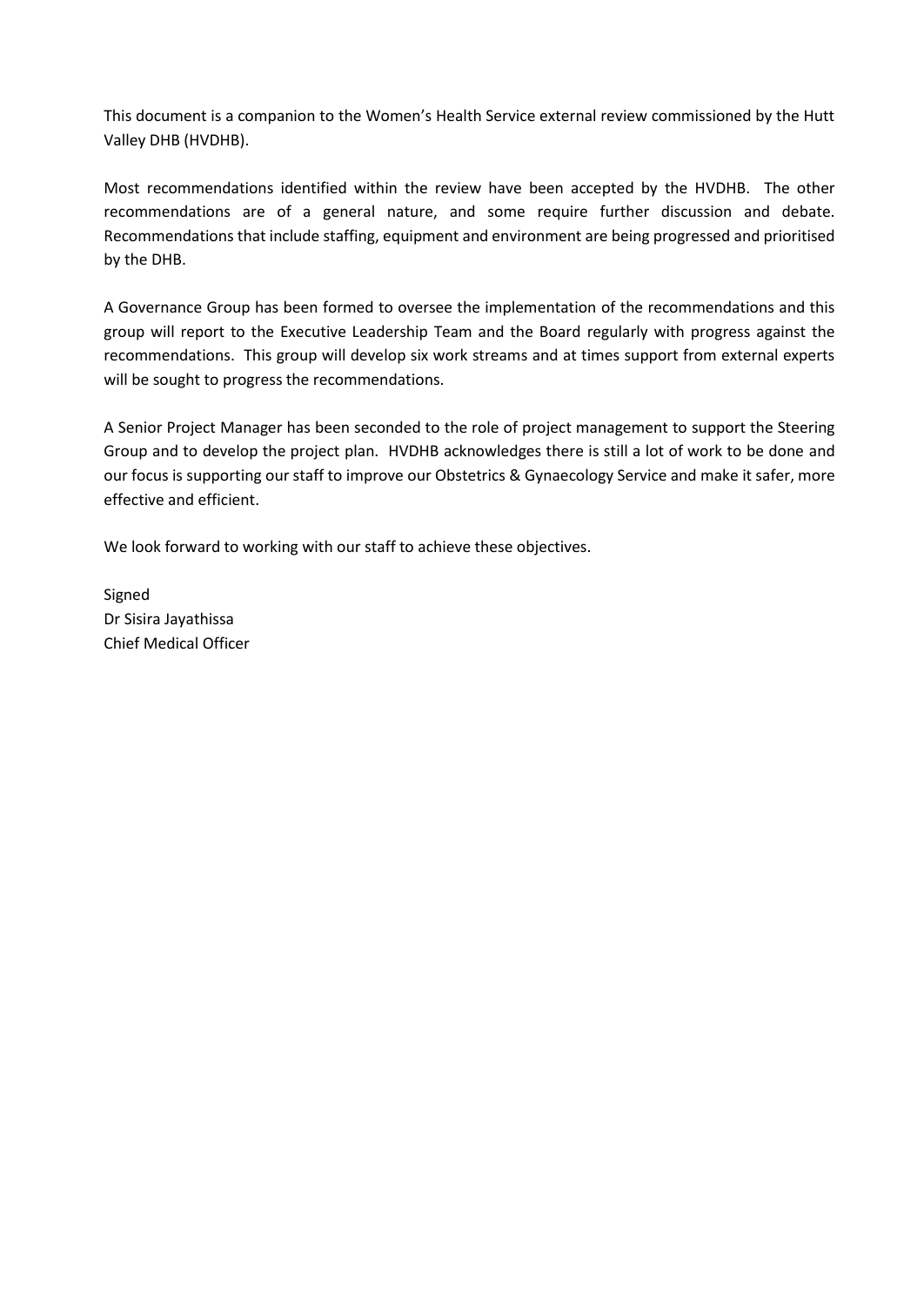This document is a companion to the Women's Health Service external review commissioned by the Hutt Valley DHB (HVDHB).

Most recommendations identified within the review have been accepted by the HVDHB. The other recommendations are of a general nature, and some require further discussion and debate. Recommendations that include staffing, equipment and environment are being progressed and prioritised by the DHB.

A Governance Group has been formed to oversee the implementation of the recommendations and this group will report to the Executive Leadership Team and the Board regularly with progress against the recommendations. This group will develop six work streams and at times support from external experts will be sought to progress the recommendations.

A Senior Project Manager has been seconded to the role of project management to support the Steering Group and to develop the project plan. HVDHB acknowledges there is still a lot of work to be done and our focus is supporting our staff to improve our Obstetrics & Gynaecology Service and make it safer, more effective and efficient.

We look forward to working with our staff to achieve these objectives.

Signed
Dr Sisira Jayathissa
Chief Medical Officer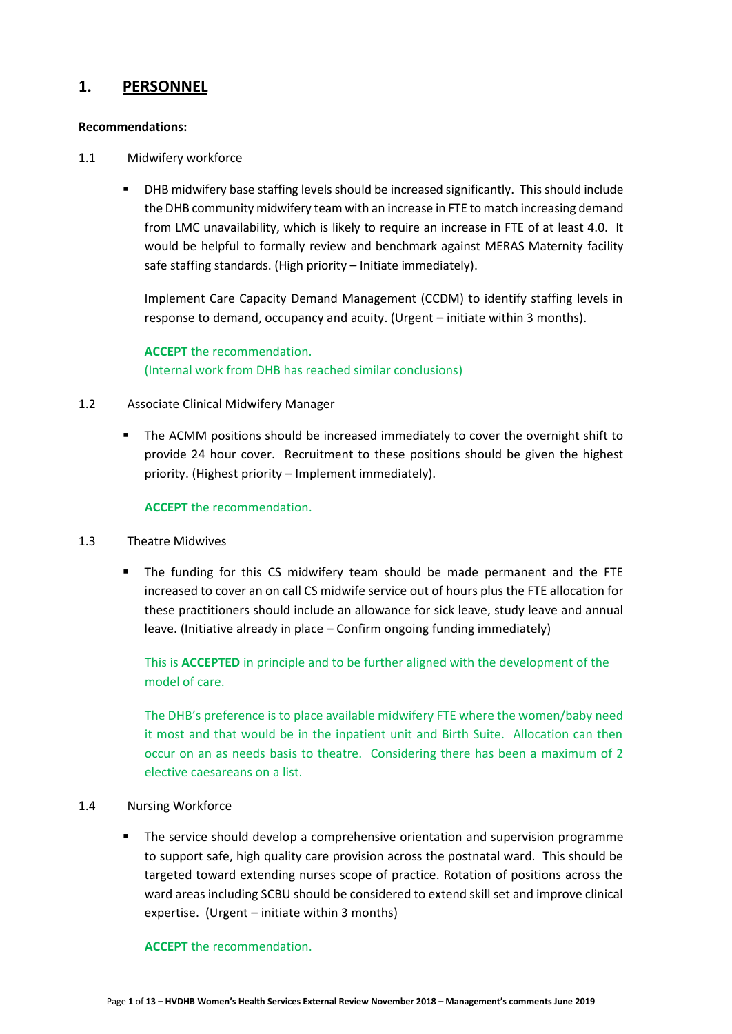# 1. PERSONNEL

**Recommendations:**

1.1 Midwifery workforce

- DHB midwifery base staffing levels should be increased significantly. This should include the DHB community midwifery team with an increase in FTE to match increasing demand from LMC unavailability, which is likely to require an increase in FTE of at least 4.0. It would be helpful to formally review and benchmark against MERAS Maternity facility safe staffing standards. (High priority – Initiate immediately).

  Implement Care Capacity Demand Management (CCDM) to identify staffing levels in response to demand, occupancy and acuity. (Urgent – initiate within 3 months).

  **ACCEPT** the recommendation.
  (Internal work from DHB has reached similar conclusions)

1.2 Associate Clinical Midwifery Manager

- The ACMM positions should be increased immediately to cover the overnight shift to provide 24 hour cover. Recruitment to these positions should be given the highest priority. (Highest priority – Implement immediately).

  **ACCEPT** the recommendation.

1.3 Theatre Midwives

- The funding for this CS midwifery team should be made permanent and the FTE increased to cover an on call CS midwife service out of hours plus the FTE allocation for these practitioners should include an allowance for sick leave, study leave and annual leave. (Initiative already in place – Confirm ongoing funding immediately)

  This is **ACCEPTED** in principle and to be further aligned with the development of the model of care.

  The DHB's preference is to place available midwifery FTE where the women/baby need it most and that would be in the inpatient unit and Birth Suite. Allocation can then occur on an as needs basis to theatre. Considering there has been a maximum of 2 elective caesareans on a list.

1.4 Nursing Workforce

- The service should develop a comprehensive orientation and supervision programme to support safe, high quality care provision across the postnatal ward. This should be targeted toward extending nurses scope of practice. Rotation of positions across the ward areas including SCBU should be considered to extend skill set and improve clinical expertise. (Urgent – initiate within 3 months)

  **ACCEPT** the recommendation.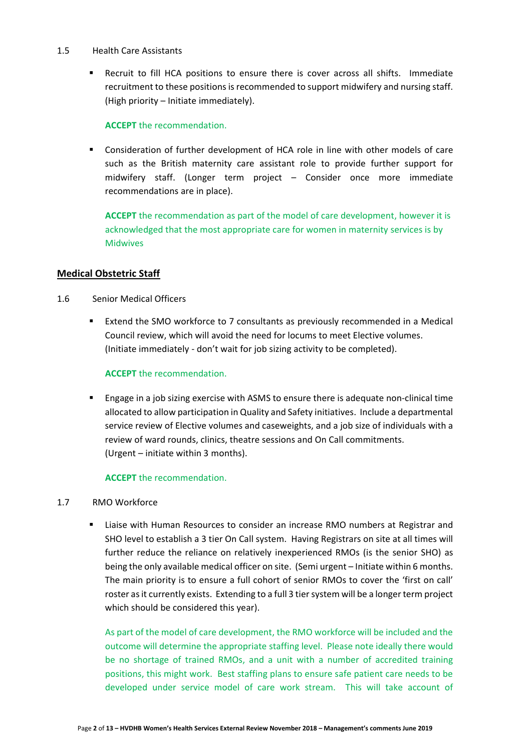1.5 Health Care Assistants

- Recruit to fill HCA positions to ensure there is cover across all shifts. Immediate recruitment to these positions is recommended to support midwifery and nursing staff. (High priority – Initiate immediately).

  **ACCEPT** the recommendation.

- Consideration of further development of HCA role in line with other models of care such as the British maternity care assistant role to provide further support for midwifery staff. (Longer term project – Consider once more immediate recommendations are in place).

  **ACCEPT** the recommendation as part of the model of care development, however it is acknowledged that the most appropriate care for women in maternity services is by Midwives

## Medical Obstetric Staff

1.6 Senior Medical Officers

- Extend the SMO workforce to 7 consultants as previously recommended in a Medical Council review, which will avoid the need for locums to meet Elective volumes. (Initiate immediately - don't wait for job sizing activity to be completed).

  **ACCEPT** the recommendation.

- Engage in a job sizing exercise with ASMS to ensure there is adequate non-clinical time allocated to allow participation in Quality and Safety initiatives. Include a departmental service review of Elective volumes and caseweights, and a job size of individuals with a review of ward rounds, clinics, theatre sessions and On Call commitments. (Urgent – initiate within 3 months).

  **ACCEPT** the recommendation.

1.7 RMO Workforce

- Liaise with Human Resources to consider an increase RMO numbers at Registrar and SHO level to establish a 3 tier On Call system. Having Registrars on site at all times will further reduce the reliance on relatively inexperienced RMOs (is the senior SHO) as being the only available medical officer on site. (Semi urgent – Initiate within 6 months. The main priority is to ensure a full cohort of senior RMOs to cover the 'first on call' roster as it currently exists. Extending to a full 3 tier system will be a longer term project which should be considered this year).

  As part of the model of care development, the RMO workforce will be included and the outcome will determine the appropriate staffing level. Please note ideally there would be no shortage of trained RMOs, and a unit with a number of accredited training positions, this might work. Best staffing plans to ensure safe patient care needs to be developed under service model of care work stream. This will take account of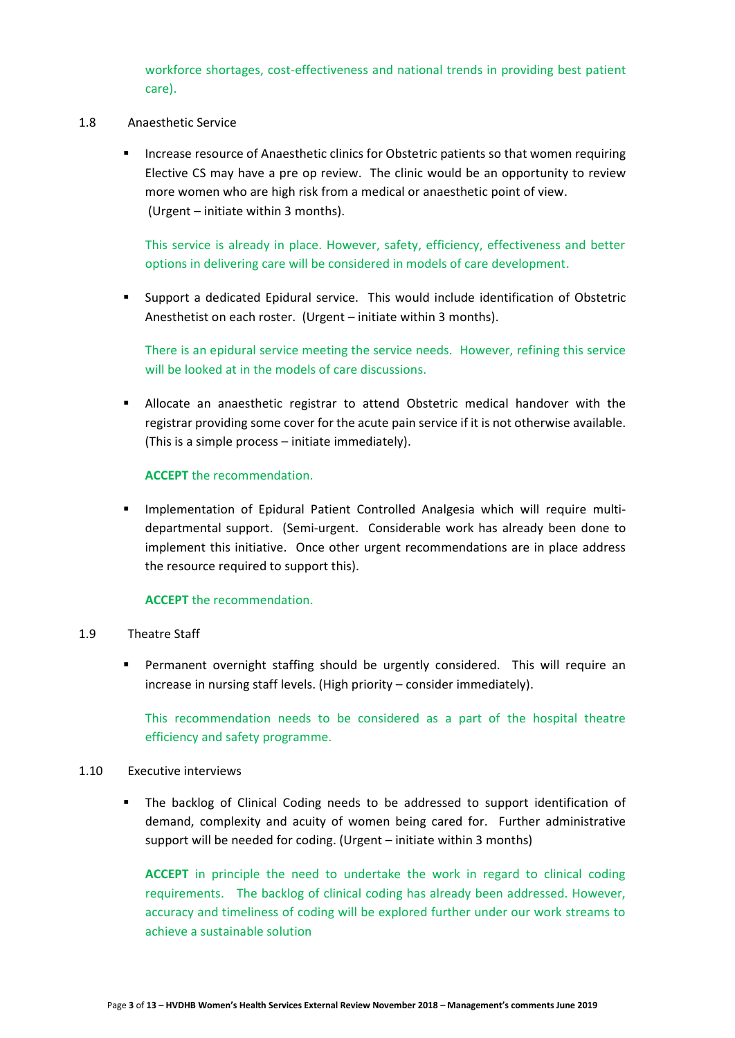workforce shortages, cost-effectiveness and national trends in providing best patient care).

1.8 Anaesthetic Service

- Increase resource of Anaesthetic clinics for Obstetric patients so that women requiring Elective CS may have a pre op review. The clinic would be an opportunity to review more women who are high risk from a medical or anaesthetic point of view. (Urgent – initiate within 3 months).

  This service is already in place. However, safety, efficiency, effectiveness and better options in delivering care will be considered in models of care development.

- Support a dedicated Epidural service. This would include identification of Obstetric Anesthetist on each roster. (Urgent – initiate within 3 months).

  There is an epidural service meeting the service needs. However, refining this service will be looked at in the models of care discussions.

- Allocate an anaesthetic registrar to attend Obstetric medical handover with the registrar providing some cover for the acute pain service if it is not otherwise available. (This is a simple process – initiate immediately).

  **ACCEPT** the recommendation.

- Implementation of Epidural Patient Controlled Analgesia which will require multi-departmental support. (Semi-urgent. Considerable work has already been done to implement this initiative. Once other urgent recommendations are in place address the resource required to support this).

  **ACCEPT** the recommendation.

1.9 Theatre Staff

- Permanent overnight staffing should be urgently considered. This will require an increase in nursing staff levels. (High priority – consider immediately).

  This recommendation needs to be considered as a part of the hospital theatre efficiency and safety programme.

1.10 Executive interviews

- The backlog of Clinical Coding needs to be addressed to support identification of demand, complexity and acuity of women being cared for. Further administrative support will be needed for coding. (Urgent – initiate within 3 months)

  **ACCEPT** in principle the need to undertake the work in regard to clinical coding requirements. The backlog of clinical coding has already been addressed. However, accuracy and timeliness of coding will be explored further under our work streams to achieve a sustainable solution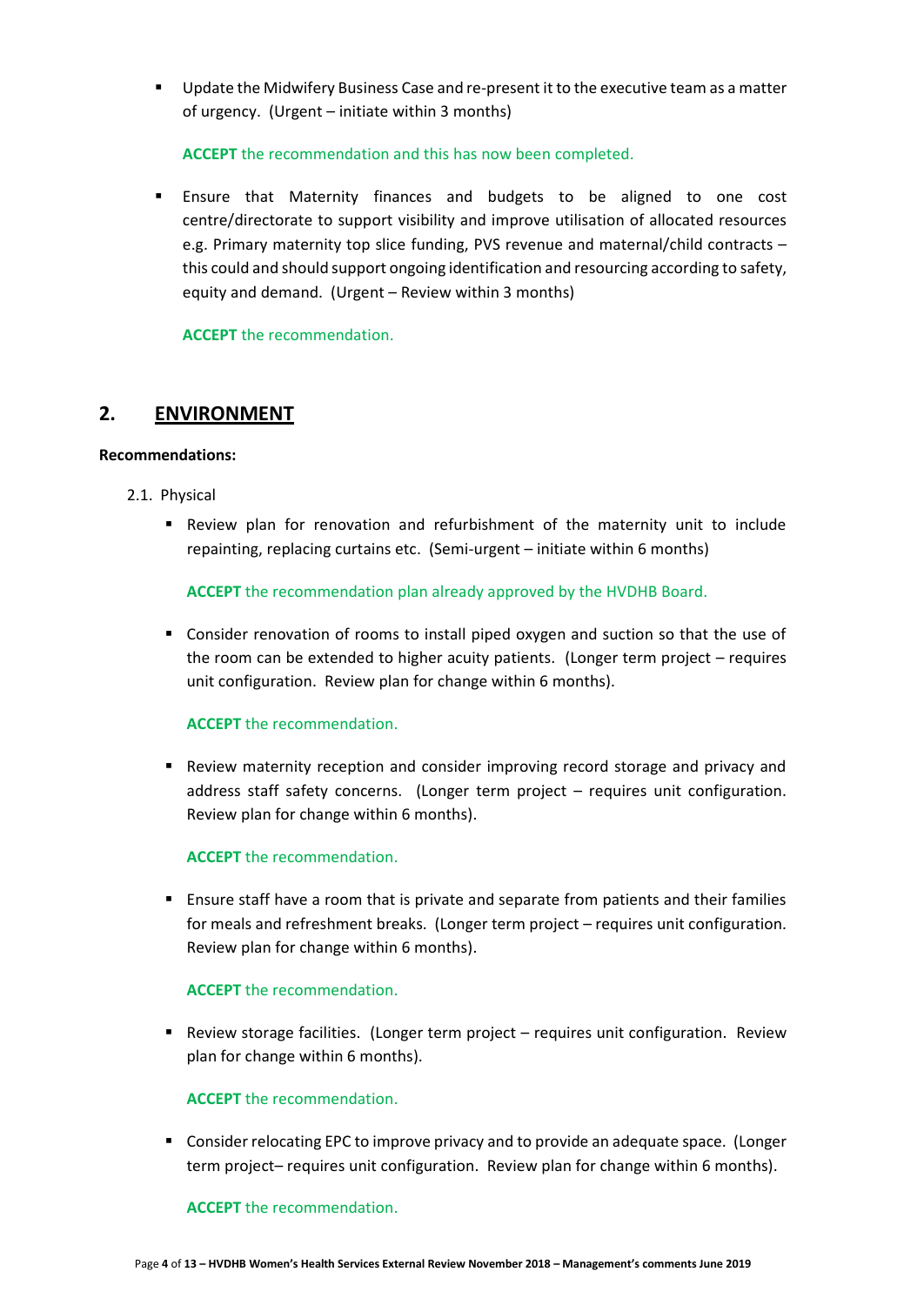- Update the Midwifery Business Case and re-present it to the executive team as a matter of urgency. (Urgent – initiate within 3 months)

  **ACCEPT** the recommendation and this has now been completed.

- Ensure that Maternity finances and budgets to be aligned to one cost centre/directorate to support visibility and improve utilisation of allocated resources e.g. Primary maternity top slice funding, PVS revenue and maternal/child contracts – this could and should support ongoing identification and resourcing according to safety, equity and demand. (Urgent – Review within 3 months)

  **ACCEPT** the recommendation.

## 2. ENVIRONMENT

**Recommendations:**

2.1. Physical

- Review plan for renovation and refurbishment of the maternity unit to include repainting, replacing curtains etc. (Semi-urgent – initiate within 6 months)

  **ACCEPT** the recommendation plan already approved by the HVDHB Board.

- Consider renovation of rooms to install piped oxygen and suction so that the use of the room can be extended to higher acuity patients. (Longer term project – requires unit configuration. Review plan for change within 6 months).

  **ACCEPT** the recommendation.

- Review maternity reception and consider improving record storage and privacy and address staff safety concerns. (Longer term project – requires unit configuration. Review plan for change within 6 months).

  **ACCEPT** the recommendation.

- Ensure staff have a room that is private and separate from patients and their families for meals and refreshment breaks. (Longer term project – requires unit configuration. Review plan for change within 6 months).

  **ACCEPT** the recommendation.

- Review storage facilities. (Longer term project – requires unit configuration. Review plan for change within 6 months).

  **ACCEPT** the recommendation.

- Consider relocating EPC to improve privacy and to provide an adequate space. (Longer term project– requires unit configuration. Review plan for change within 6 months).

  **ACCEPT** the recommendation.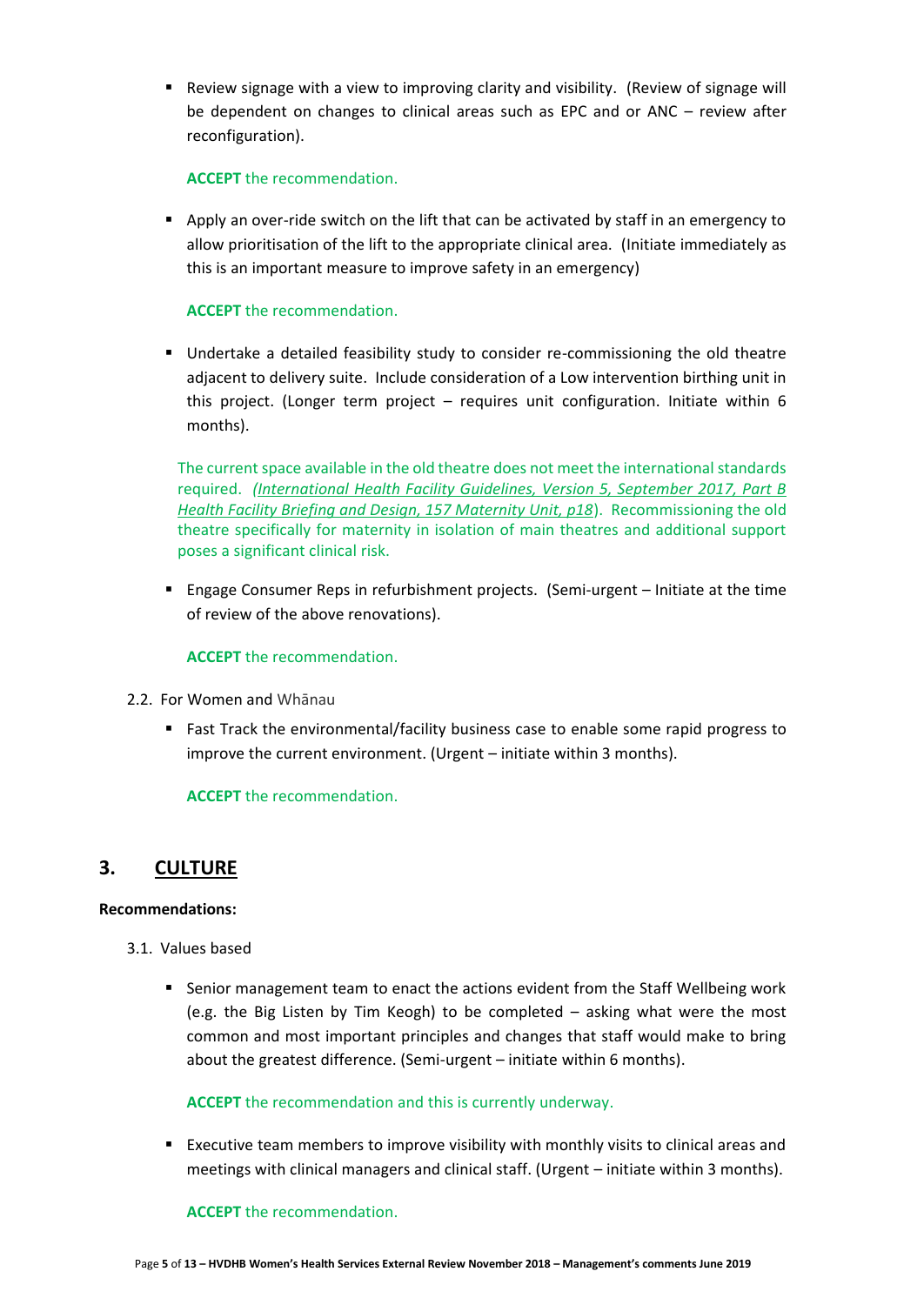- Review signage with a view to improving clarity and visibility. (Review of signage will be dependent on changes to clinical areas such as EPC and or ANC – review after reconfiguration).

  **ACCEPT** the recommendation.

- Apply an over-ride switch on the lift that can be activated by staff in an emergency to allow prioritisation of the lift to the appropriate clinical area. (Initiate immediately as this is an important measure to improve safety in an emergency)

  **ACCEPT** the recommendation.

- Undertake a detailed feasibility study to consider re-commissioning the old theatre adjacent to delivery suite. Include consideration of a Low intervention birthing unit in this project. (Longer term project – requires unit configuration. Initiate within 6 months).

  The current space available in the old theatre does not meet the international standards required. *(International Health Facility Guidelines, Version 5, September 2017, Part B Health Facility Briefing and Design, 157 Maternity Unit, p18)*. Recommissioning the old theatre specifically for maternity in isolation of main theatres and additional support poses a significant clinical risk.

- Engage Consumer Reps in refurbishment projects. (Semi-urgent – Initiate at the time of review of the above renovations).

  **ACCEPT** the recommendation.

2.2. For Women and Whānau

- Fast Track the environmental/facility business case to enable some rapid progress to improve the current environment. (Urgent – initiate within 3 months).

  **ACCEPT** the recommendation.

## 3. CULTURE

**Recommendations:**

3.1. Values based

- Senior management team to enact the actions evident from the Staff Wellbeing work (e.g. the Big Listen by Tim Keogh) to be completed – asking what were the most common and most important principles and changes that staff would make to bring about the greatest difference. (Semi-urgent – initiate within 6 months).

  **ACCEPT** the recommendation and this is currently underway.

- Executive team members to improve visibility with monthly visits to clinical areas and meetings with clinical managers and clinical staff. (Urgent – initiate within 3 months).

  **ACCEPT** the recommendation.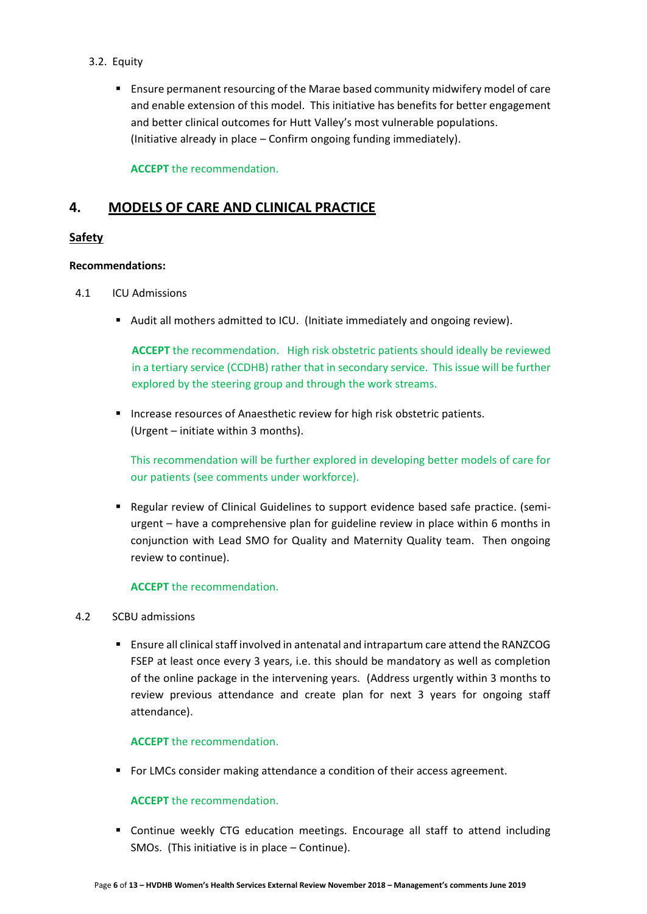3.2. Equity

- Ensure permanent resourcing of the Marae based community midwifery model of care and enable extension of this model. This initiative has benefits for better engagement and better clinical outcomes for Hutt Valley's most vulnerable populations. (Initiative already in place – Confirm ongoing funding immediately).

  **ACCEPT** the recommendation.

## 4. MODELS OF CARE AND CLINICAL PRACTICE

### Safety

**Recommendations:**

4.1 ICU Admissions

- Audit all mothers admitted to ICU. (Initiate immediately and ongoing review).

  **ACCEPT** the recommendation. High risk obstetric patients should ideally be reviewed in a tertiary service (CCDHB) rather that in secondary service. This issue will be further explored by the steering group and through the work streams.

- Increase resources of Anaesthetic review for high risk obstetric patients. (Urgent – initiate within 3 months).

  This recommendation will be further explored in developing better models of care for our patients (see comments under workforce).

- Regular review of Clinical Guidelines to support evidence based safe practice. (semi-urgent – have a comprehensive plan for guideline review in place within 6 months in conjunction with Lead SMO for Quality and Maternity Quality team. Then ongoing review to continue).

  **ACCEPT** the recommendation.

4.2 SCBU admissions

- Ensure all clinical staff involved in antenatal and intrapartum care attend the RANZCOG FSEP at least once every 3 years, i.e. this should be mandatory as well as completion of the online package in the intervening years. (Address urgently within 3 months to review previous attendance and create plan for next 3 years for ongoing staff attendance).

  **ACCEPT** the recommendation.

- For LMCs consider making attendance a condition of their access agreement.

  **ACCEPT** the recommendation.

- Continue weekly CTG education meetings. Encourage all staff to attend including SMOs. (This initiative is in place – Continue).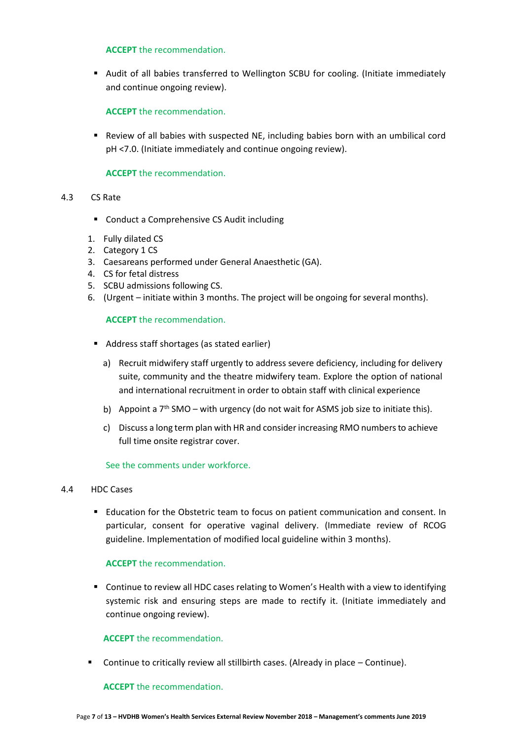**ACCEPT** the recommendation.

- Audit of all babies transferred to Wellington SCBU for cooling. (Initiate immediately and continue ongoing review).

**ACCEPT** the recommendation.

- Review of all babies with suspected NE, including babies born with an umbilical cord pH <7.0. (Initiate immediately and continue ongoing review).

**ACCEPT** the recommendation.

4.3 CS Rate

- Conduct a Comprehensive CS Audit including

1. Fully dilated CS
2. Category 1 CS
3. Caesareans performed under General Anaesthetic (GA).
4. CS for fetal distress
5. SCBU admissions following CS.
6. (Urgent – initiate within 3 months. The project will be ongoing for several months).

**ACCEPT** the recommendation.

- Address staff shortages (as stated earlier)

  a) Recruit midwifery staff urgently to address severe deficiency, including for delivery suite, community and the theatre midwifery team. Explore the option of national and international recruitment in order to obtain staff with clinical experience

  b) Appoint a 7th SMO – with urgency (do not wait for ASMS job size to initiate this).

  c) Discuss a long term plan with HR and consider increasing RMO numbers to achieve full time onsite registrar cover.

See the comments under workforce.

4.4 HDC Cases

- Education for the Obstetric team to focus on patient communication and consent. In particular, consent for operative vaginal delivery. (Immediate review of RCOG guideline. Implementation of modified local guideline within 3 months).

**ACCEPT** the recommendation.

- Continue to review all HDC cases relating to Women's Health with a view to identifying systemic risk and ensuring steps are made to rectify it. (Initiate immediately and continue ongoing review).

**ACCEPT** the recommendation.

- Continue to critically review all stillbirth cases. (Already in place – Continue).

**ACCEPT** the recommendation.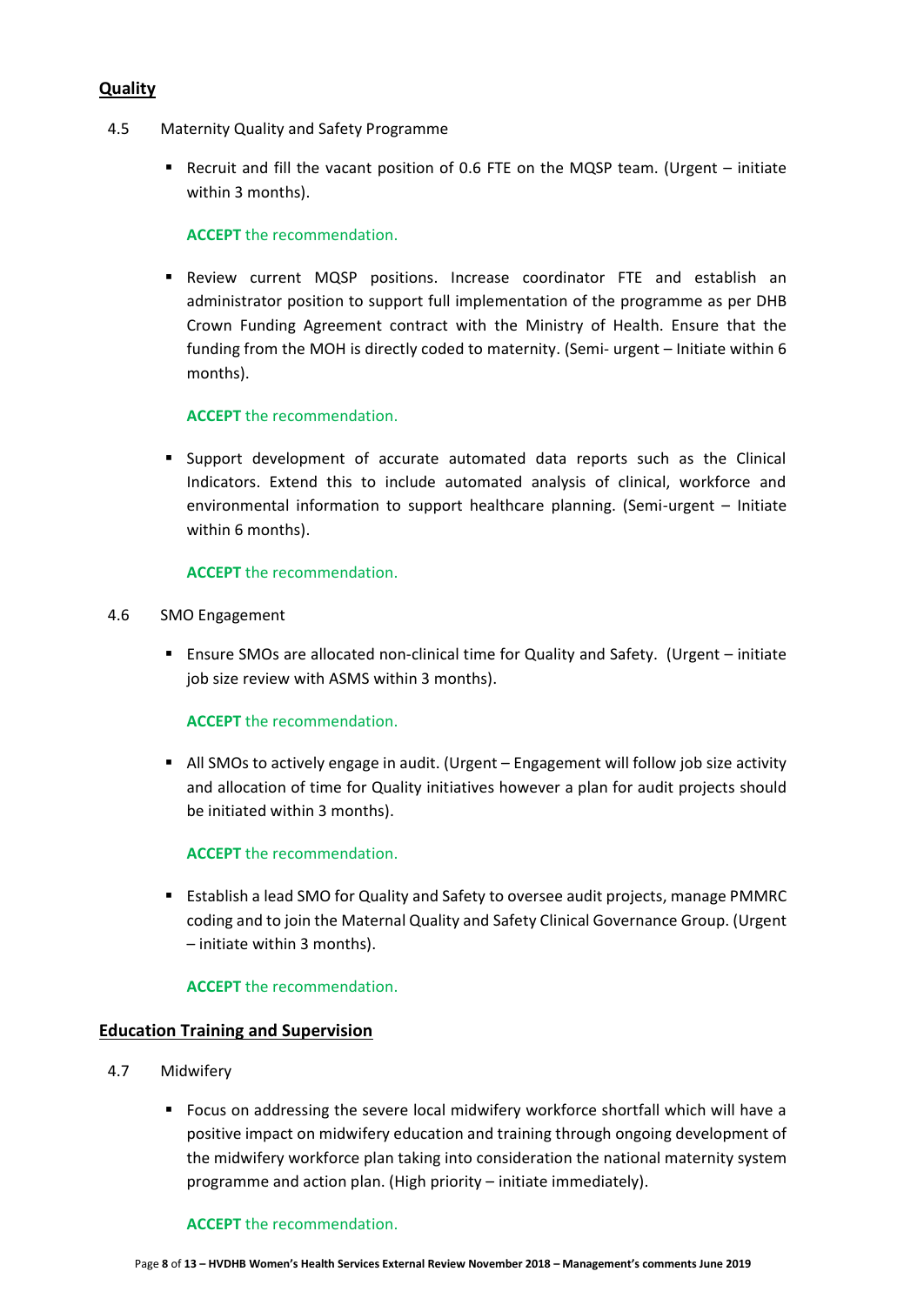## **Quality**

4.5 Maternity Quality and Safety Programme

- Recruit and fill the vacant position of 0.6 FTE on the MQSP team. (Urgent – initiate within 3 months).

  **ACCEPT** the recommendation.

- Review current MQSP positions. Increase coordinator FTE and establish an administrator position to support full implementation of the programme as per DHB Crown Funding Agreement contract with the Ministry of Health. Ensure that the funding from the MOH is directly coded to maternity. (Semi- urgent – Initiate within 6 months).

  **ACCEPT** the recommendation.

- Support development of accurate automated data reports such as the Clinical Indicators. Extend this to include automated analysis of clinical, workforce and environmental information to support healthcare planning. (Semi-urgent – Initiate within 6 months).

  **ACCEPT** the recommendation.

4.6 SMO Engagement

- Ensure SMOs are allocated non-clinical time for Quality and Safety. (Urgent – initiate job size review with ASMS within 3 months).

  **ACCEPT** the recommendation.

- All SMOs to actively engage in audit. (Urgent – Engagement will follow job size activity and allocation of time for Quality initiatives however a plan for audit projects should be initiated within 3 months).

  **ACCEPT** the recommendation.

- Establish a lead SMO for Quality and Safety to oversee audit projects, manage PMMRC coding and to join the Maternal Quality and Safety Clinical Governance Group. (Urgent – initiate within 3 months).

  **ACCEPT** the recommendation.

## **Education Training and Supervision**

4.7 Midwifery

- Focus on addressing the severe local midwifery workforce shortfall which will have a positive impact on midwifery education and training through ongoing development of the midwifery workforce plan taking into consideration the national maternity system programme and action plan. (High priority – initiate immediately).

  **ACCEPT** the recommendation.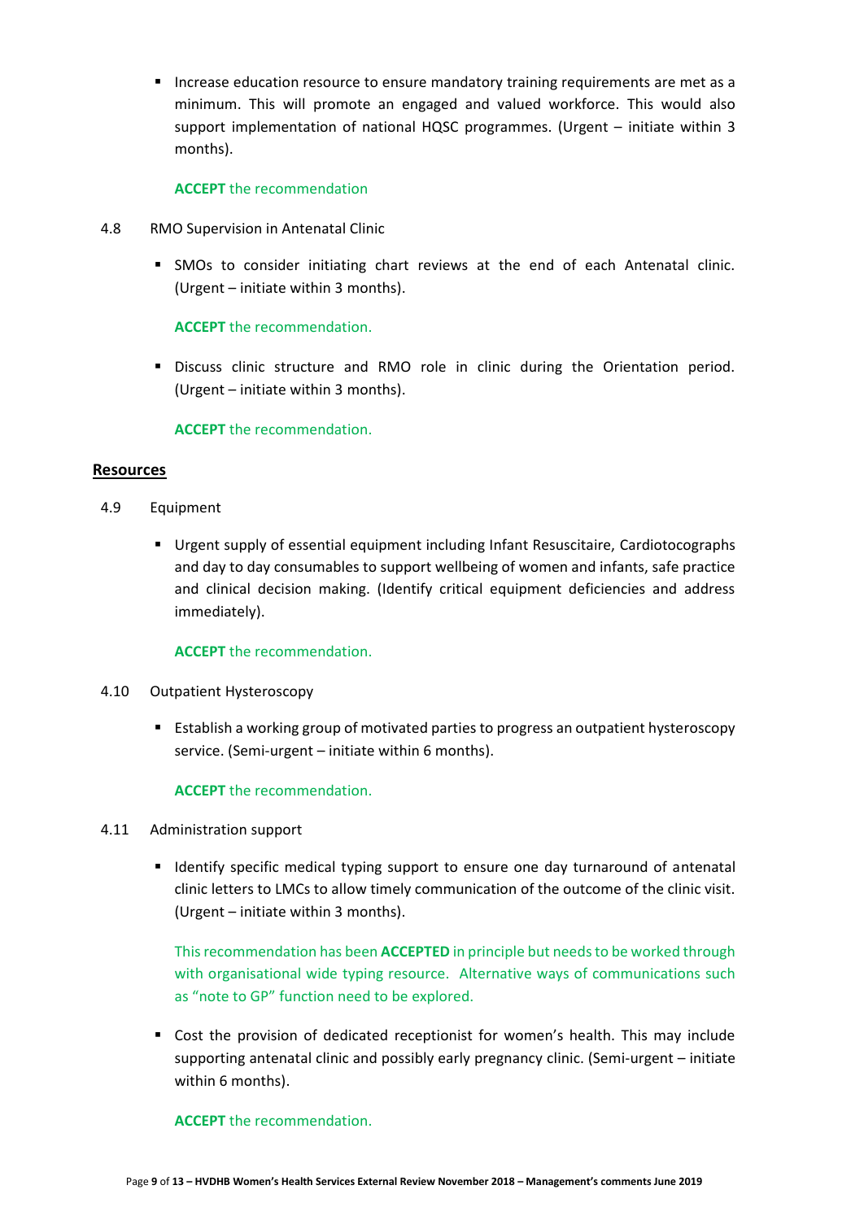- Increase education resource to ensure mandatory training requirements are met as a minimum. This will promote an engaged and valued workforce. This would also support implementation of national HQSC programmes. (Urgent – initiate within 3 months).

  **ACCEPT** the recommendation

4.8 RMO Supervision in Antenatal Clinic

- SMOs to consider initiating chart reviews at the end of each Antenatal clinic. (Urgent – initiate within 3 months).

  **ACCEPT** the recommendation.

- Discuss clinic structure and RMO role in clinic during the Orientation period. (Urgent – initiate within 3 months).

  **ACCEPT** the recommendation.

## Resources

4.9 Equipment

- Urgent supply of essential equipment including Infant Resuscitaire, Cardiotocographs and day to day consumables to support wellbeing of women and infants, safe practice and clinical decision making. (Identify critical equipment deficiencies and address immediately).

  **ACCEPT** the recommendation.

4.10 Outpatient Hysteroscopy

- Establish a working group of motivated parties to progress an outpatient hysteroscopy service. (Semi-urgent – initiate within 6 months).

  **ACCEPT** the recommendation.

4.11 Administration support

- Identify specific medical typing support to ensure one day turnaround of antenatal clinic letters to LMCs to allow timely communication of the outcome of the clinic visit. (Urgent – initiate within 3 months).

  This recommendation has been **ACCEPTED** in principle but needs to be worked through with organisational wide typing resource. Alternative ways of communications such as "note to GP" function need to be explored.

- Cost the provision of dedicated receptionist for women's health. This may include supporting antenatal clinic and possibly early pregnancy clinic. (Semi-urgent – initiate within 6 months).

  **ACCEPT** the recommendation.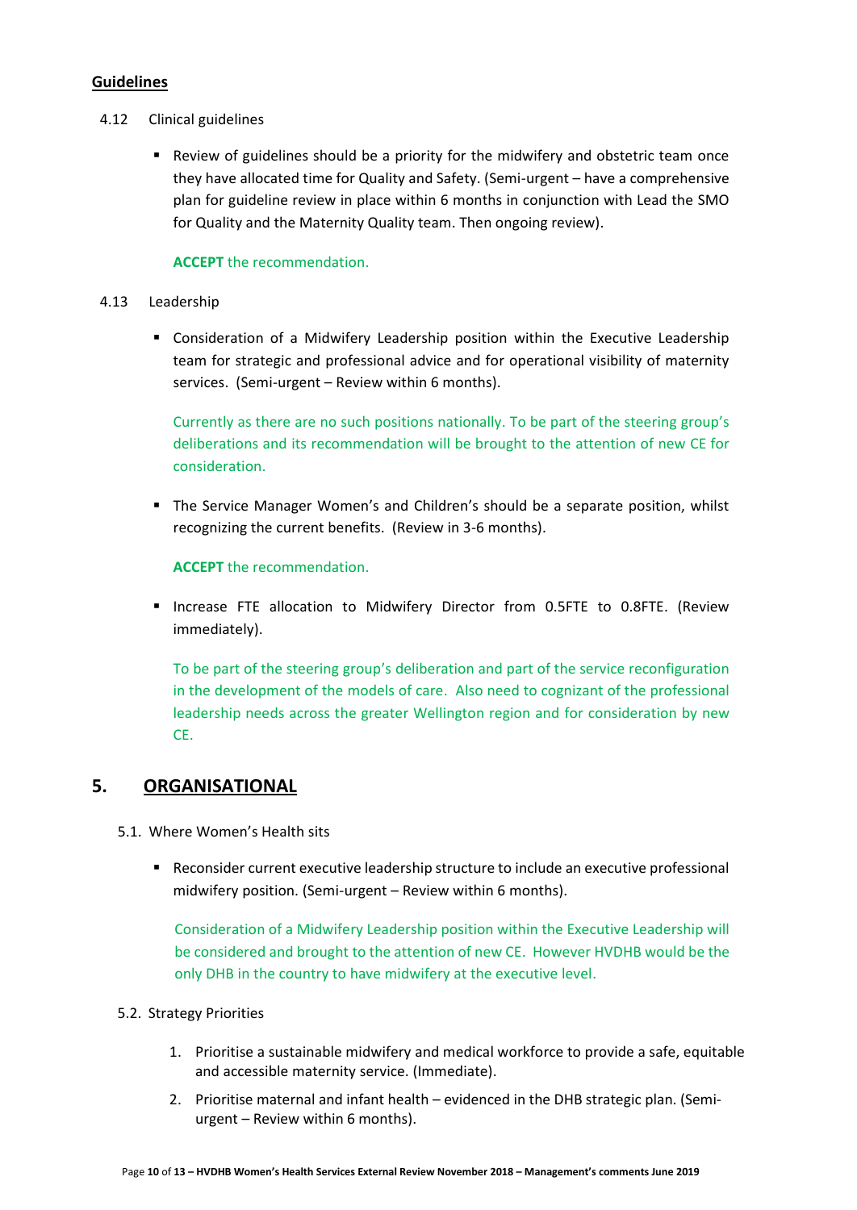**Guidelines**

4.12 Clinical guidelines

- Review of guidelines should be a priority for the midwifery and obstetric team once they have allocated time for Quality and Safety. (Semi-urgent – have a comprehensive plan for guideline review in place within 6 months in conjunction with Lead the SMO for Quality and the Maternity Quality team. Then ongoing review).

  **ACCEPT** the recommendation.

4.13 Leadership

- Consideration of a Midwifery Leadership position within the Executive Leadership team for strategic and professional advice and for operational visibility of maternity services. (Semi-urgent – Review within 6 months).

  Currently as there are no such positions nationally. To be part of the steering group's deliberations and its recommendation will be brought to the attention of new CE for consideration.

- The Service Manager Women's and Children's should be a separate position, whilst recognizing the current benefits. (Review in 3-6 months).

  **ACCEPT** the recommendation.

- Increase FTE allocation to Midwifery Director from 0.5FTE to 0.8FTE. (Review immediately).

  To be part of the steering group's deliberation and part of the service reconfiguration in the development of the models of care. Also need to cognizant of the professional leadership needs across the greater Wellington region and for consideration by new CE.

## 5. ORGANISATIONAL

5.1. Where Women's Health sits

- Reconsider current executive leadership structure to include an executive professional midwifery position. (Semi-urgent – Review within 6 months).

  Consideration of a Midwifery Leadership position within the Executive Leadership will be considered and brought to the attention of new CE. However HVDHB would be the only DHB in the country to have midwifery at the executive level.

5.2. Strategy Priorities

1. Prioritise a sustainable midwifery and medical workforce to provide a safe, equitable and accessible maternity service. (Immediate).
2. Prioritise maternal and infant health – evidenced in the DHB strategic plan. (Semi-urgent – Review within 6 months).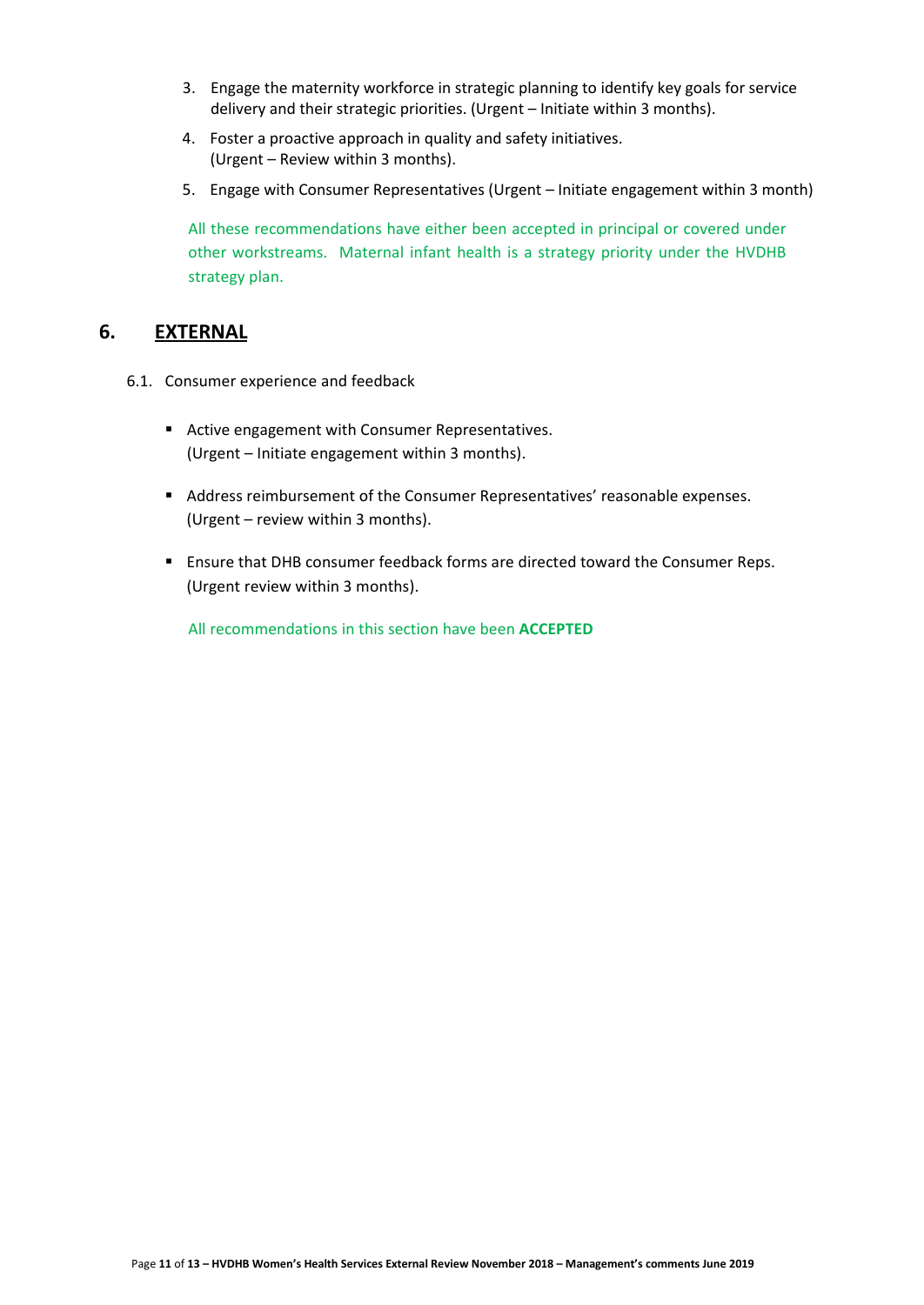3. Engage the maternity workforce in strategic planning to identify key goals for service delivery and their strategic priorities. (Urgent – Initiate within 3 months).
4. Foster a proactive approach in quality and safety initiatives. (Urgent – Review within 3 months).
5. Engage with Consumer Representatives (Urgent – Initiate engagement within 3 month)

All these recommendations have either been accepted in principal or covered under other workstreams. Maternal infant health is a strategy priority under the HVDHB strategy plan.

## 6. EXTERNAL

6.1. Consumer experience and feedback

- Active engagement with Consumer Representatives. (Urgent – Initiate engagement within 3 months).
- Address reimbursement of the Consumer Representatives' reasonable expenses. (Urgent – review within 3 months).
- Ensure that DHB consumer feedback forms are directed toward the Consumer Reps. (Urgent review within 3 months).

All recommendations in this section have been **ACCEPTED**